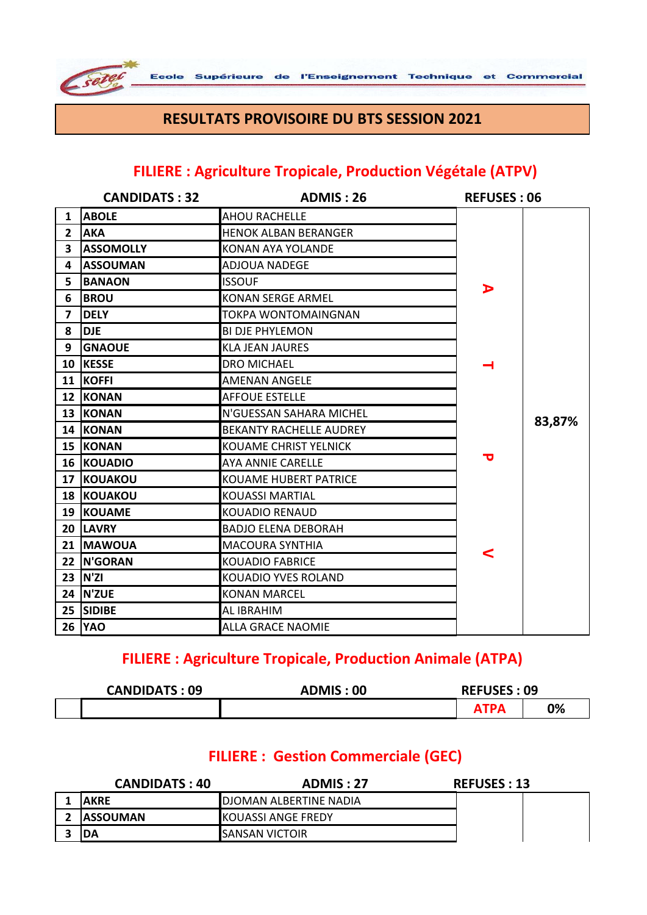Ecole Supérieure de l'Enseignement Technique et Commercial

# RESULTATS PROVISOIRE DU BTS SESSION 2021

## FILIERE : Agriculture Tropicale, Production Végétale (ATPV)

CANDIDATS : 32 — ADMIS : 26 — REFUSES : 06

| N° | Nom | Prénoms | | |
|---|---|---|---|---|
| 1 | ABOLE | AHOU RACHELLE | ATPV | 83,87% |
| 2 | AKA | HENOK ALBAN BERANGER | | |
| 3 | ASSOMOLLY | KONAN AYA YOLANDE | | |
| 4 | ASSOUMAN | ADJOUA NADEGE | | |
| 5 | BANAON | ISSOUF | | |
| 6 | BROU | KONAN SERGE ARMEL | | |
| 7 | DELY | TOKPA WONTOMAINGNAN | | |
| 8 | DJE | BI DJE PHYLEMON | | |
| 9 | GNAOUE | KLA JEAN JAURES | | |
| 10 | KESSE | DRO MICHAEL | | |
| 11 | KOFFI | AMENAN ANGELE | | |
| 12 | KONAN | AFFOUE ESTELLE | | |
| 13 | KONAN | N'GUESSAN SAHARA MICHEL | | |
| 14 | KONAN | BEKANTY RACHELLE AUDREY | | |
| 15 | KONAN | KOUAME CHRIST YELNICK | | |
| 16 | KOUADIO | AYA ANNIE CARELLE | | |
| 17 | KOUAKOU | KOUAME HUBERT PATRICE | | |
| 18 | KOUAKOU | KOUASSI MARTIAL | | |
| 19 | KOUAME | KOUADIO RENAUD | | |
| 20 | LAVRY | BADJO ELENA DEBORAH | | |
| 21 | MAWOUA | MACOURA SYNTHIA | | |
| 22 | N'GORAN | KOUADIO FABRICE | | |
| 23 | N'ZI | KOUADIO YVES ROLAND | | |
| 24 | N'ZUE | KONAN MARCEL | | |
| 25 | SIDIBE | AL IBRAHIM | | |
| 26 | YAO | ALLA GRACE NAOMIE | | |

## FILIERE : Agriculture Tropicale, Production Animale (ATPA)

CANDIDATS : 09 — ADMIS : 00 — REFUSES : 09

| | | | ATPA | 0% |
|---|---|---|---|---|

## FILIERE : Gestion Commerciale (GEC)

CANDIDATS : 40 — ADMIS : 27 — REFUSES : 13

| N° | Nom | Prénoms | | |
|---|---|---|---|---|
| 1 | AKRE | DJOMAN ALBERTINE NADIA | | |
| 2 | ASSOUMAN | KOUASSI ANGE FREDY | | |
| 3 | DA | SANSAN VICTOIR | | |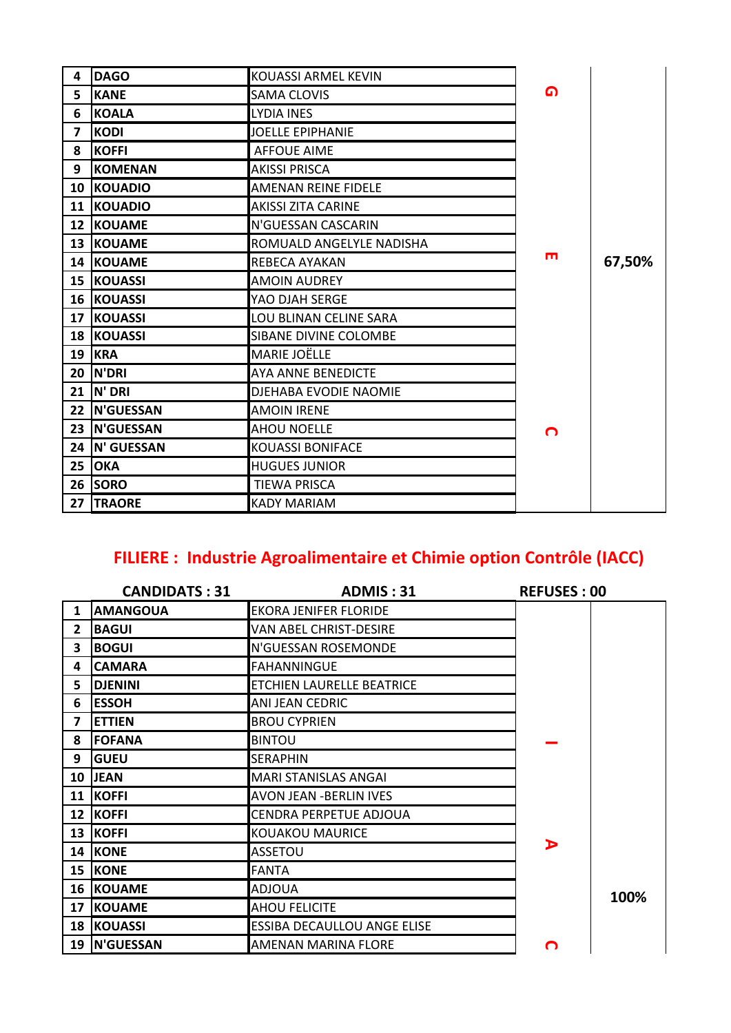| 4 | DAGO | KOUASSI ARMEL KEVIN | G | 67,50% |
|---|---|---|---|---|
| 5 | KANE | SAMA CLOVIS | | |
| 6 | KOALA | LYDIA INES | | |
| 7 | KODI | JOELLE EPIPHANIE | | |
| 8 | KOFFI | AFFOUE AIME | | |
| 9 | KOMENAN | AKISSI PRISCA | | |
| 10 | KOUADIO | AMENAN REINE FIDELE | | |
| 11 | KOUADIO | AKISSI ZITA CARINE | | |
| 12 | KOUAME | N'GUESSAN CASCARIN | | |
| 13 | KOUAME | ROMUALD ANGELYLE NADISHA | | |
| 14 | KOUAME | REBECA AYAKAN | E | |
| 15 | KOUASSI | AMOIN AUDREY | | |
| 16 | KOUASSI | YAO DJAH SERGE | | |
| 17 | KOUASSI | LOU BLINAN CELINE SARA | | |
| 18 | KOUASSI | SIBANE DIVINE COLOMBE | | |
| 19 | KRA | MARIE JOËLLE | | |
| 20 | N'DRI | AYA ANNE BENEDICTE | | |
| 21 | N' DRI | DJEHABA EVODIE NAOMIE | | |
| 22 | N'GUESSAN | AMOIN IRENE | | |
| 23 | N'GUESSAN | AHOU NOELLE | C | |
| 24 | N' GUESSAN | KOUASSI BONIFACE | | |
| 25 | OKA | HUGUES JUNIOR | | |
| 26 | SORO | TIEWA PRISCA | | |
| 27 | TRAORE | KADY MARIAM | | |

## FILIERE : Industrie Agroalimentaire et Chimie option Contrôle (IACC)

| | CANDIDATS : 31 | ADMIS : 31 | REFUSES : 00 | |
|---|---|---|---|---|
| 1 | AMANGOUA | EKORA JENIFER FLORIDE | | |
| 2 | BAGUI | VAN ABEL CHRIST-DESIRE | | |
| 3 | BOGUI | N'GUESSAN ROSEMONDE | | |
| 4 | CAMARA | FAHANNINGUE | | |
| 5 | DJENINI | ETCHIEN LAURELLE BEATRICE | | |
| 6 | ESSOH | ANI JEAN CEDRIC | | |
| 7 | ETTIEN | BROU CYPRIEN | | |
| 8 | FOFANA | BINTOU | I | |
| 9 | GUEU | SERAPHIN | | |
| 10 | JEAN | MARI STANISLAS ANGAI | | |
| 11 | KOFFI | AVON JEAN -BERLIN IVES | | |
| 12 | KOFFI | CENDRA PERPETUE ADJOUA | | |
| 13 | KOFFI | KOUAKOU MAURICE | | |
| 14 | KONE | ASSETOU | A | |
| 15 | KONE | FANTA | | |
| 16 | KOUAME | ADJOUA | | 100% |
| 17 | KOUAME | AHOU FELICITE | | |
| 18 | KOUASSI | ESSIBA DECAULLOU ANGE ELISE | | |
| 19 | N'GUESSAN | AMENAN MARINA FLORE | C | |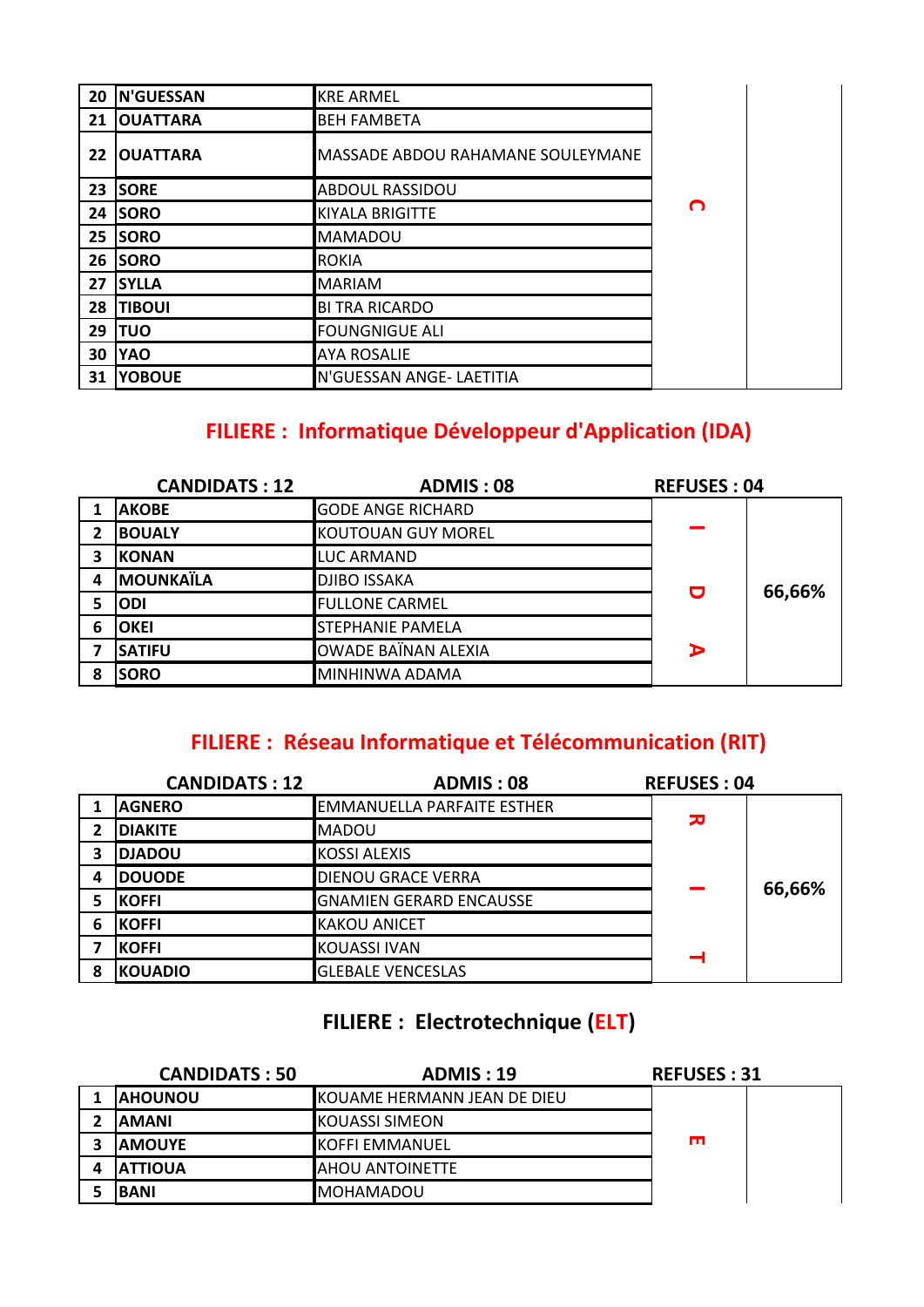| | | | | |
|---|---|---|---|---|
| 20 | N'GUESSAN | KRE ARMEL | | |
| 21 | OUATTARA | BEH FAMBETA | | |
| 22 | OUATTARA | MASSADE ABDOU RAHAMANE SOULEYMANE | | |
| 23 | SORE | ABDOUL RASSIDOU | | |
| 24 | SORO | KIYALA BRIGITTE | C | |
| 25 | SORO | MAMADOU | | |
| 26 | SORO | ROKIA | | |
| 27 | SYLLA | MARIAM | | |
| 28 | TIBOUI | BI TRA RICARDO | | |
| 29 | TUO | FOUNGNIGUE ALI | | |
| 30 | YAO | AYA ROSALIE | | |
| 31 | YOBOUE | N'GUESSAN ANGE- LAETITIA | | |

## FILIERE : Informatique Développeur d'Application (IDA)

| | CANDIDATS : 12 | ADMIS : 08 | REFUSES : 04 | |
|---|---|---|---|---|
| 1 | AKOBE | GODE ANGE RICHARD | I | 66,66% |
| 2 | BOUALY | KOUTOUAN GUY MOREL | | |
| 3 | KONAN | LUC ARMAND | | |
| 4 | MOUNKAÏLA | DJIBO ISSAKA | D | |
| 5 | ODI | FULLONE CARMEL | | |
| 6 | OKEI | STEPHANIE PAMELA | | |
| 7 | SATIFU | OWADE BAÏNAN ALEXIA | A | |
| 8 | SORO | MINHINWA ADAMA | | |

## FILIERE : Réseau Informatique et Télécommunication (RIT)

| | CANDIDATS : 12 | ADMIS : 08 | REFUSES : 04 | |
|---|---|---|---|---|
| 1 | AGNERO | EMMANUELLA PARFAITE ESTHER | R | 66,66% |
| 2 | DIAKITE | MADOU | | |
| 3 | DJADOU | KOSSI ALEXIS | | |
| 4 | DOUODE | DIENOU GRACE VERRA | I | |
| 5 | KOFFI | GNAMIEN GERARD ENCAUSSE | | |
| 6 | KOFFI | KAKOU ANICET | | |
| 7 | KOFFI | KOUASSI IVAN | T | |
| 8 | KOUADIO | GLEBALE VENCESLAS | | |

## FILIERE : Electrotechnique (ELT)

| | CANDIDATS : 50 | ADMIS : 19 | REFUSES : 31 | |
|---|---|---|---|---|
| 1 | AHOUNOU | KOUAME HERMANN JEAN DE DIEU | | |
| 2 | AMANI | KOUASSI SIMEON | | |
| 3 | AMOUYE | KOFFI EMMANUEL | E | |
| 4 | ATTIOUA | AHOU ANTOINETTE | | |
| 5 | BANI | MOHAMADOU | | |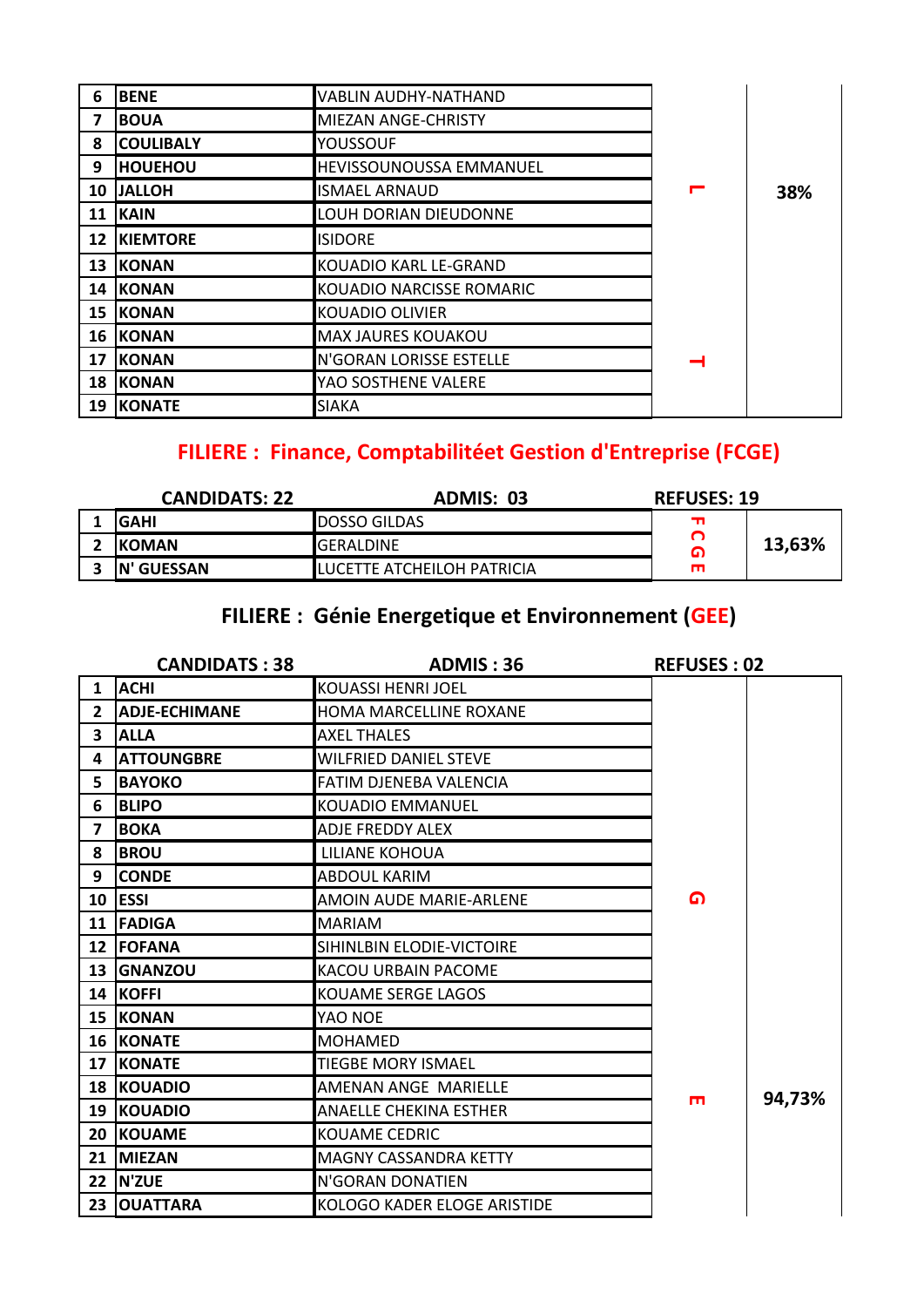| | | | | |
|---|---|---|---|---|
| 6 | BENE | VABLIN AUDHY-NATHAND | | |
| 7 | BOUA | MIEZAN ANGE-CHRISTY | | |
| 8 | COULIBALY | YOUSSOUF | | |
| 9 | HOUEHOU | HEVISSOUNOUSSA EMMANUEL | | |
| 10 | JALLOH | ISMAEL ARNAUD | L | 38% |
| 11 | KAIN | LOUH DORIAN DIEUDONNE | | |
| 12 | KIEMTORE | ISIDORE | | |
| 13 | KONAN | KOUADIO KARL LE-GRAND | | |
| 14 | KONAN | KOUADIO NARCISSE ROMARIC | | |
| 15 | KONAN | KOUADIO OLIVIER | | |
| 16 | KONAN | MAX JAURES KOUAKOU | | |
| 17 | KONAN | N'GORAN LORISSE ESTELLE | T | |
| 18 | KONAN | YAO SOSTHENE VALERE | | |
| 19 | KONATE | SIAKA | | |

## FILIERE : Finance, Comptabilitéet Gestion d'Entreprise (FCGE)

| | CANDIDATS: 22 | ADMIS: 03 | REFUSES: 19 | |
|---|---|---|---|---|
| 1 | GAHI | DOSSO GILDAS | FCGE | 13,63% |
| 2 | KOMAN | GERALDINE | | |
| 3 | N' GUESSAN | LUCETTE ATCHEILOH PATRICIA | | |

## FILIERE : Génie Energetique et Environnement (GEE)

| | CANDIDATS : 38 | ADMIS : 36 | REFUSES : 02 | |
|---|---|---|---|---|
| 1 | ACHI | KOUASSI HENRI JOEL | | |
| 2 | ADJE-ECHIMANE | HOMA MARCELLINE ROXANE | | |
| 3 | ALLA | AXEL THALES | | |
| 4 | ATTOUNGBRE | WILFRIED DANIEL STEVE | | |
| 5 | BAYOKO | FATIM DJENEBA VALENCIA | | |
| 6 | BLIPO | KOUADIO EMMANUEL | | |
| 7 | BOKA | ADJE FREDDY ALEX | | |
| 8 | BROU | LILIANE KOHOUA | | |
| 9 | CONDE | ABDOUL KARIM | | |
| 10 | ESSI | AMOIN AUDE MARIE-ARLENE | G | |
| 11 | FADIGA | MARIAM | | |
| 12 | FOFANA | SIHINLBIN ELODIE-VICTOIRE | | |
| 13 | GNANZOU | KACOU URBAIN PACOME | | |
| 14 | KOFFI | KOUAME SERGE LAGOS | | |
| 15 | KONAN | YAO NOE | | |
| 16 | KONATE | MOHAMED | | |
| 17 | KONATE | TIEGBE MORY ISMAEL | | |
| 18 | KOUADIO | AMENAN ANGE MARIELLE | | |
| 19 | KOUADIO | ANAELLE CHEKINA ESTHER | E | 94,73% |
| 20 | KOUAME | KOUAME CEDRIC | | |
| 21 | MIEZAN | MAGNY CASSANDRA KETTY | | |
| 22 | N'ZUE | N'GORAN DONATIEN | | |
| 23 | OUATTARA | KOLOGO KADER ELOGE ARISTIDE | | |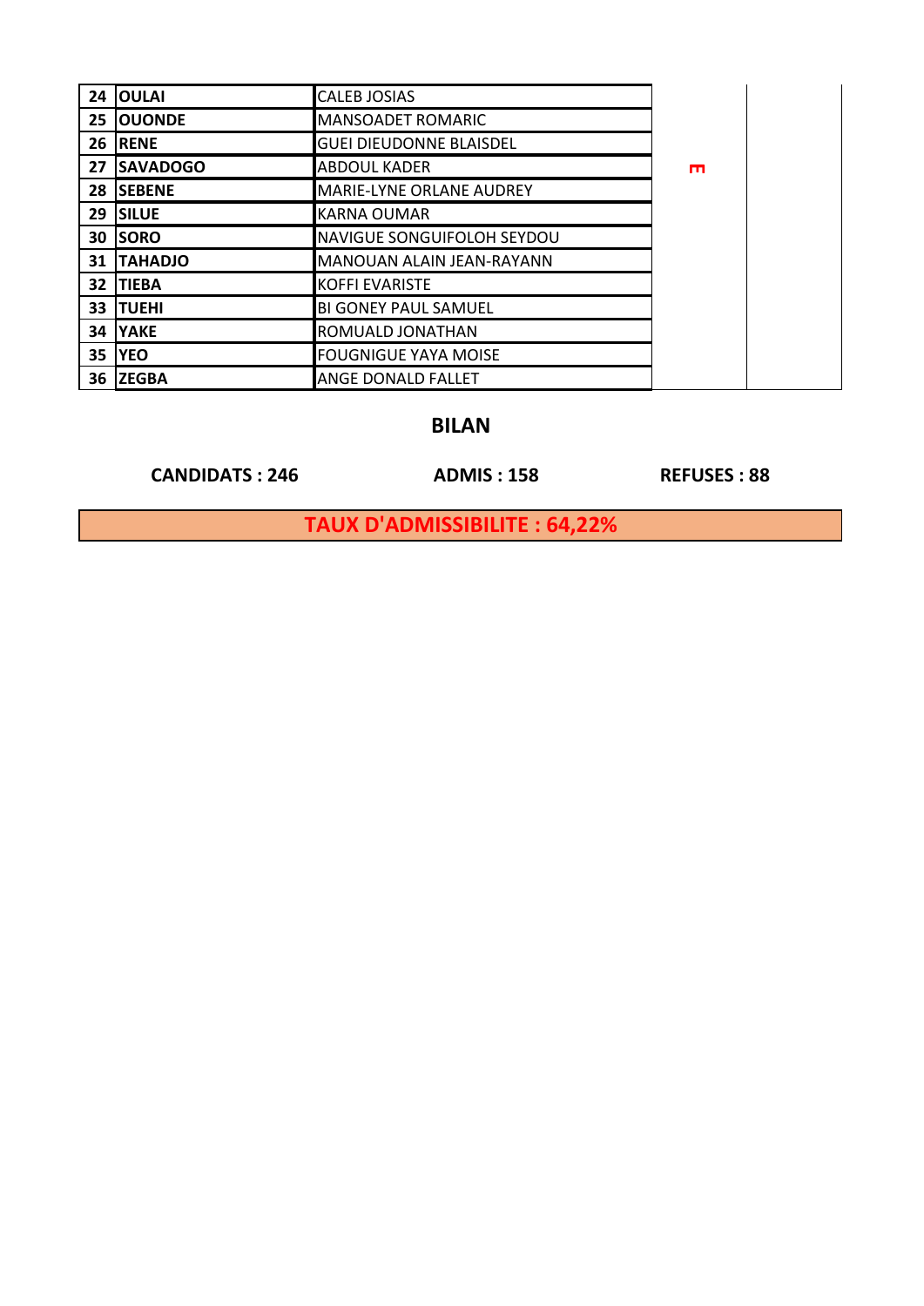| | | | | |
|---|---|---|---|---|
| 24 | **OULAI** | CALEB JOSIAS | | |
| 25 | **OUONDE** | MANSOADET ROMARIC | | |
| 26 | **RENE** | GUEI DIEUDONNE BLAISDEL | | |
| 27 | **SAVADOGO** | ABDOUL KADER | E | |
| 28 | **SEBENE** | MARIE-LYNE ORLANE AUDREY | | |
| 29 | **SILUE** | KARNA OUMAR | | |
| 30 | **SORO** | NAVIGUE SONGUIFOLOH SEYDOU | | |
| 31 | **TAHADJO** | MANOUAN ALAIN JEAN-RAYANN | | |
| 32 | **TIEBA** | KOFFI EVARISTE | | |
| 33 | **TUEHI** | BI GONEY PAUL SAMUEL | | |
| 34 | **YAKE** | ROMUALD JONATHAN | | |
| 35 | **YEO** | FOUGNIGUE YAYA MOISE | | |
| 36 | **ZEGBA** | ANGE DONALD FALLET | | |

## BILAN

**CANDIDATS : 246** **ADMIS : 158** **REFUSES : 88**

**TAUX D'ADMISSIBILITE : 64,22%**